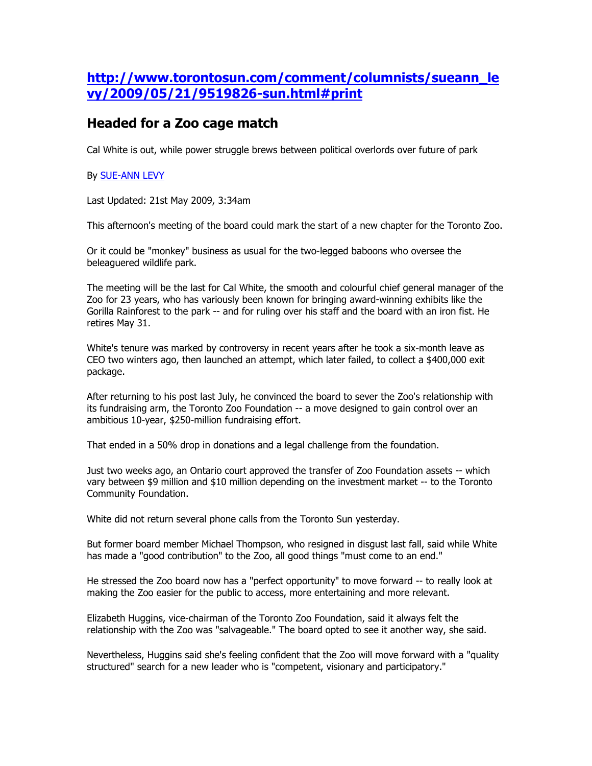## [http://www.torontosun.com/comment/columnists/sueann_levy/2009/05/21/9519826-sun.html#print](http://www.torontosun.com/comment/columnists/sueann_levy/2009/05/21/9519826-sun.html#print)

## Headed for a Zoo cage match

Cal White is out, while power struggle brews between political overlords over future of park

By SUE-ANN LEVY

Last Updated: 21st May 2009, 3:34am

This afternoon's meeting of the board could mark the start of a new chapter for the Toronto Zoo.

Or it could be "monkey" business as usual for the two-legged baboons who oversee the beleaguered wildlife park.

The meeting will be the last for Cal White, the smooth and colourful chief general manager of the Zoo for 23 years, who has variously been known for bringing award-winning exhibits like the Gorilla Rainforest to the park -- and for ruling over his staff and the board with an iron fist. He retires May 31.

White's tenure was marked by controversy in recent years after he took a six-month leave as CEO two winters ago, then launched an attempt, which later failed, to collect a $400,000 exit package.

After returning to his post last July, he convinced the board to sever the Zoo's relationship with its fundraising arm, the Toronto Zoo Foundation -- a move designed to gain control over an ambitious 10-year, $250-million fundraising effort.

That ended in a 50% drop in donations and a legal challenge from the foundation.

Just two weeks ago, an Ontario court approved the transfer of Zoo Foundation assets -- which vary between $9 million and $10 million depending on the investment market -- to the Toronto Community Foundation.

White did not return several phone calls from the Toronto Sun yesterday.

But former board member Michael Thompson, who resigned in disgust last fall, said while White has made a "good contribution" to the Zoo, all good things "must come to an end."

He stressed the Zoo board now has a "perfect opportunity" to move forward -- to really look at making the Zoo easier for the public to access, more entertaining and more relevant.

Elizabeth Huggins, vice-chairman of the Toronto Zoo Foundation, said it always felt the relationship with the Zoo was "salvageable." The board opted to see it another way, she said.

Nevertheless, Huggins said she's feeling confident that the Zoo will move forward with a "quality structured" search for a new leader who is "competent, visionary and participatory."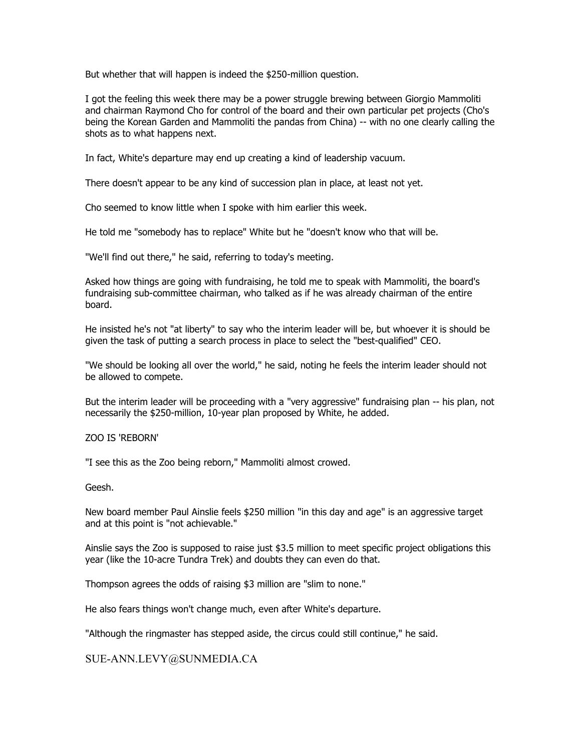But whether that will happen is indeed the $250-million question.

I got the feeling this week there may be a power struggle brewing between Giorgio Mammoliti and chairman Raymond Cho for control of the board and their own particular pet projects (Cho's being the Korean Garden and Mammoliti the pandas from China) -- with no one clearly calling the shots as to what happens next.

In fact, White's departure may end up creating a kind of leadership vacuum.

There doesn't appear to be any kind of succession plan in place, at least not yet.

Cho seemed to know little when I spoke with him earlier this week.

He told me "somebody has to replace" White but he "doesn't know who that will be.

"We'll find out there," he said, referring to today's meeting.

Asked how things are going with fundraising, he told me to speak with Mammoliti, the board's fundraising sub-committee chairman, who talked as if he was already chairman of the entire board.

He insisted he's not "at liberty" to say who the interim leader will be, but whoever it is should be given the task of putting a search process in place to select the "best-qualified" CEO.

"We should be looking all over the world," he said, noting he feels the interim leader should not be allowed to compete.

But the interim leader will be proceeding with a "very aggressive" fundraising plan -- his plan, not necessarily the $250-million, 10-year plan proposed by White, he added.

ZOO IS 'REBORN'

"I see this as the Zoo being reborn," Mammoliti almost crowed.

Geesh.

New board member Paul Ainslie feels $250 million "in this day and age" is an aggressive target and at this point is "not achievable."

Ainslie says the Zoo is supposed to raise just $3.5 million to meet specific project obligations this year (like the 10-acre Tundra Trek) and doubts they can even do that.

Thompson agrees the odds of raising $3 million are "slim to none."

He also fears things won't change much, even after White's departure.

"Although the ringmaster has stepped aside, the circus could still continue," he said.

SUE-ANN.LEVY@SUNMEDIA.CA